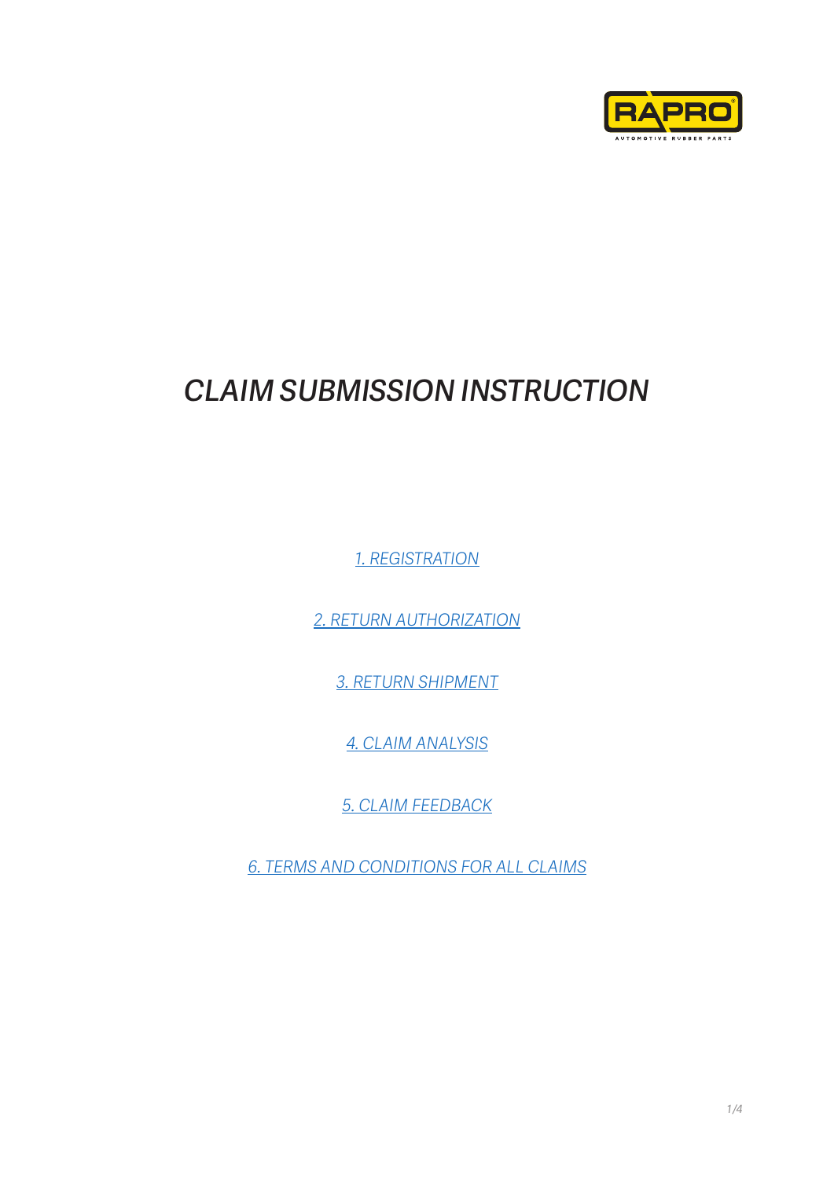# *CLAIM SUBMISSION INSTRUCTION*

*1. REGISTRATION*

*2. RETURN AUTHORIZATION*

*3. RETURN SHIPMENT*

*4. CLAIM ANALYSIS*

*5. CLAIM FEEDBACK*

*6. TERMS AND CONDITIONS FOR ALL CLAIMS*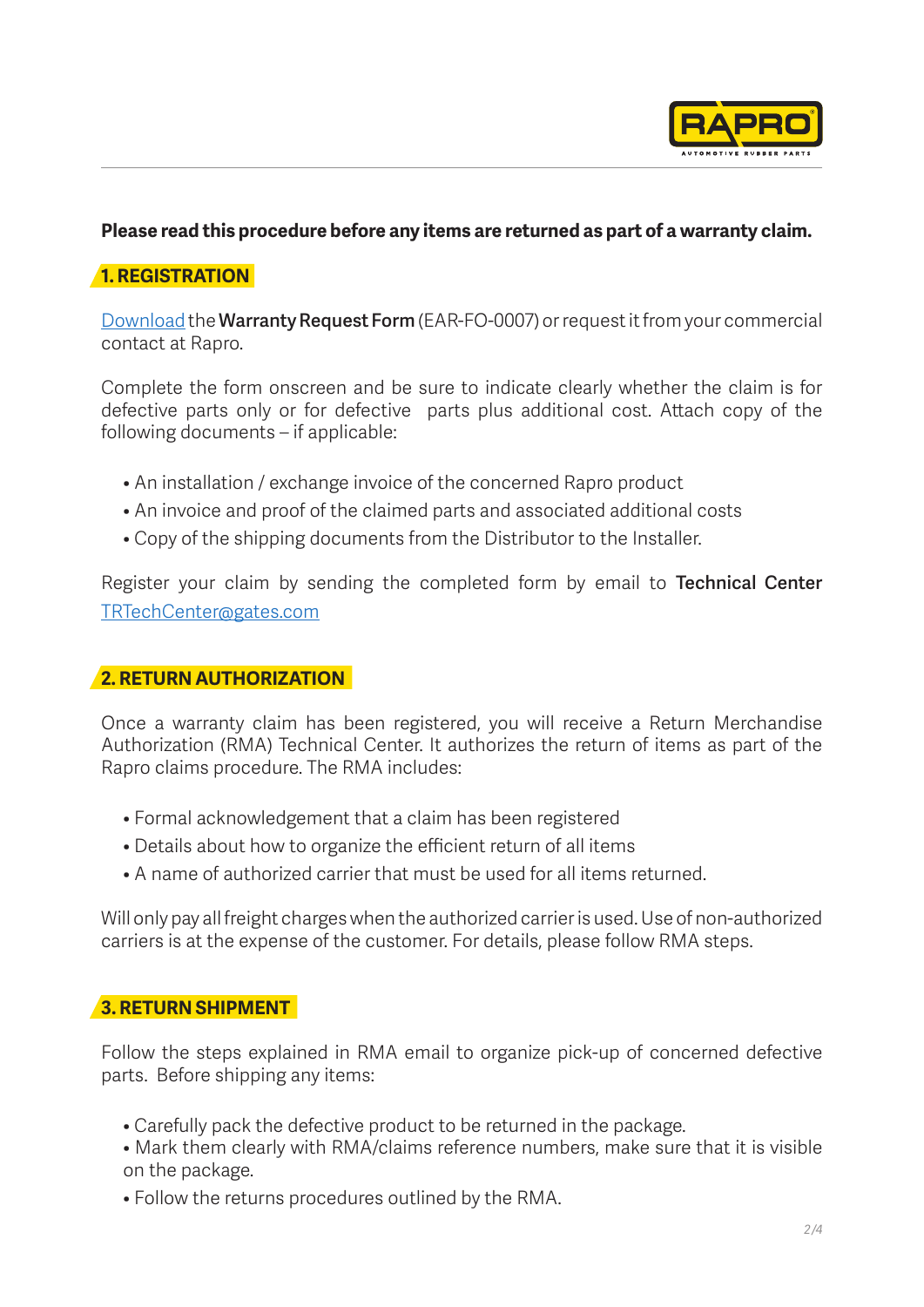**Please read this procedure before any items are returned as part of a warranty claim.**

## 1. REGISTRATION

Download the **Warranty Request Form** (EAR-FO-0007) or request it from your commercial contact at Rapro.

Complete the form onscreen and be sure to indicate clearly whether the claim is for defective parts only or for defective parts plus additional cost. Attach copy of the following documents – if applicable:

- An installation / exchange invoice of the concerned Rapro product
- An invoice and proof of the claimed parts and associated additional costs
- Copy of the shipping documents from the Distributor to the Installer.

Register your claim by sending the completed form by email to **Technical Center** TRTechCenter@gates.com

## 2. RETURN AUTHORIZATION

Once a warranty claim has been registered, you will receive a Return Merchandise Authorization (RMA) Technical Center. It authorizes the return of items as part of the Rapro claims procedure. The RMA includes:

- Formal acknowledgement that a claim has been registered
- Details about how to organize the efficient return of all items
- A name of authorized carrier that must be used for all items returned.

Will only pay all freight charges when the authorized carrier is used. Use of non-authorized carriers is at the expense of the customer. For details, please follow RMA steps.

## 3. RETURN SHIPMENT

Follow the steps explained in RMA email to organize pick-up of concerned defective parts. Before shipping any items:

- Carefully pack the defective product to be returned in the package.
- Mark them clearly with RMA/claims reference numbers, make sure that it is visible on the package.
- Follow the returns procedures outlined by the RMA.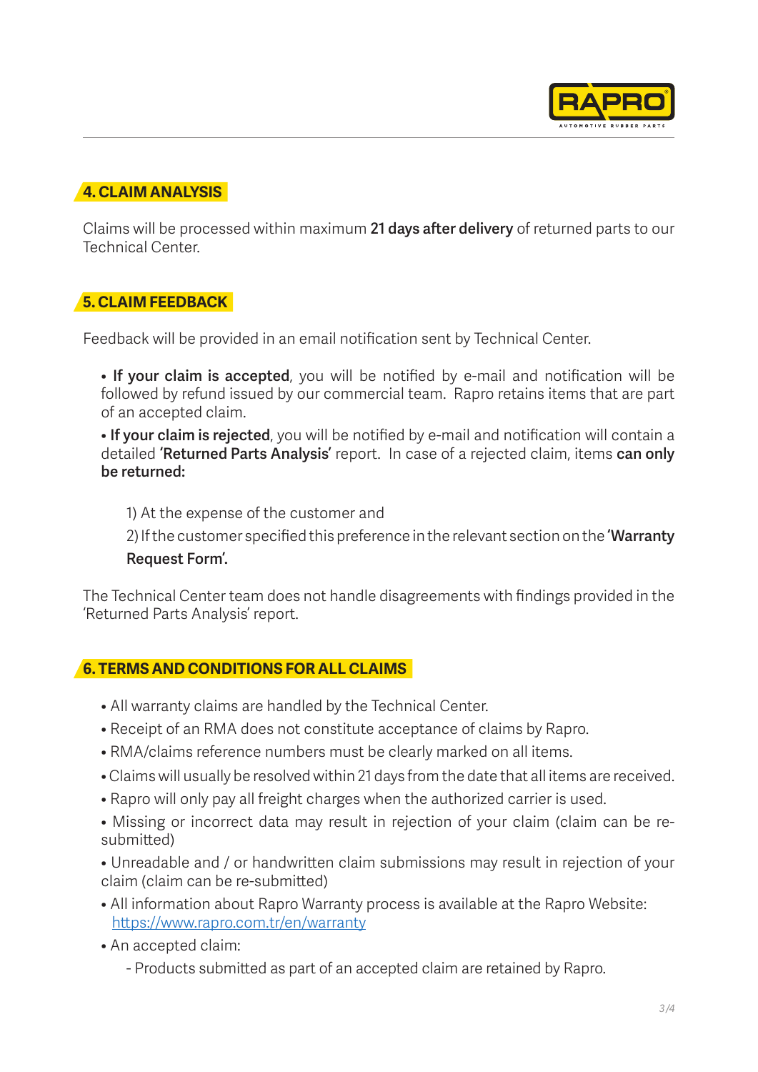## 4. CLAIM ANALYSIS

Claims will be processed within maximum **21 days after delivery** of returned parts to our Technical Center.

## 5. CLAIM FEEDBACK

Feedback will be provided in an email notification sent by Technical Center.

- **If your claim is accepted**, you will be notified by e-mail and notification will be followed by refund issued by our commercial team. Rapro retains items that are part of an accepted claim.
- **If your claim is rejected**, you will be notified by e-mail and notification will contain a detailed **'Returned Parts Analysis'** report. In case of a rejected claim, items **can only be returned:**

  1) At the expense of the customer and

  2) If the customer specified this preference in the relevant section on the **'Warranty Request Form'.**

The Technical Center team does not handle disagreements with findings provided in the 'Returned Parts Analysis' report.

## 6. TERMS AND CONDITIONS FOR ALL CLAIMS

- All warranty claims are handled by the Technical Center.
- Receipt of an RMA does not constitute acceptance of claims by Rapro.
- RMA/claims reference numbers must be clearly marked on all items.
- Claims will usually be resolved within 21 days from the date that all items are received.
- Rapro will only pay all freight charges when the authorized carrier is used.
- Missing or incorrect data may result in rejection of your claim (claim can be re-submitted)
- Unreadable and / or handwritten claim submissions may result in rejection of your claim (claim can be re-submitted)
- All information about Rapro Warranty process is available at the Rapro Website: [https://www.rapro.com.tr/en/warranty](https://www.rapro.com.tr/en/warranty)
- An accepted claim:
  - Products submitted as part of an accepted claim are retained by Rapro.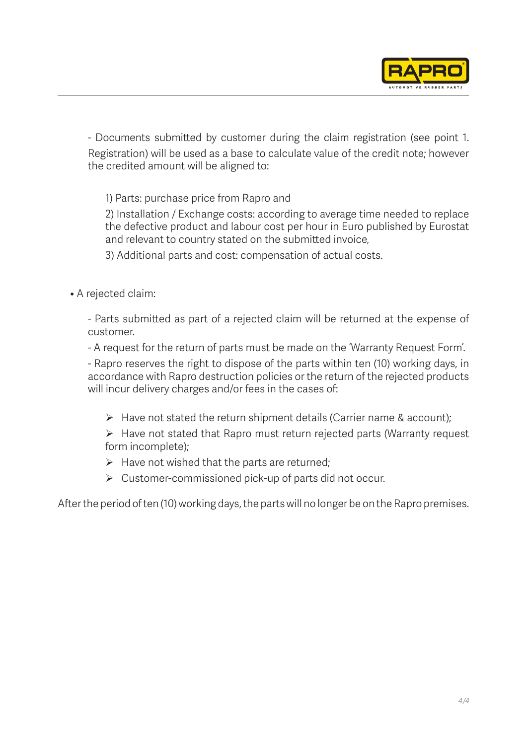- Documents submitted by customer during the claim registration (see point 1. Registration) will be used as a base to calculate value of the credit note; however the credited amount will be aligned to:

1) Parts: purchase price from Rapro and

2) Installation / Exchange costs: according to average time needed to replace the defective product and labour cost per hour in Euro published by Eurostat and relevant to country stated on the submitted invoice,

3) Additional parts and cost: compensation of actual costs.

- A rejected claim:

- Parts submitted as part of a rejected claim will be returned at the expense of customer.

- A request for the return of parts must be made on the 'Warranty Request Form'.

- Rapro reserves the right to dispose of the parts within ten (10) working days, in accordance with Rapro destruction policies or the return of the rejected products will incur delivery charges and/or fees in the cases of:

➢ Have not stated the return shipment details (Carrier name & account);

➢ Have not stated that Rapro must return rejected parts (Warranty request form incomplete);

➢ Have not wished that the parts are returned;

➢ Customer-commissioned pick-up of parts did not occur.

After the period of ten (10) working days, the parts will no longer be on the Rapro premises.